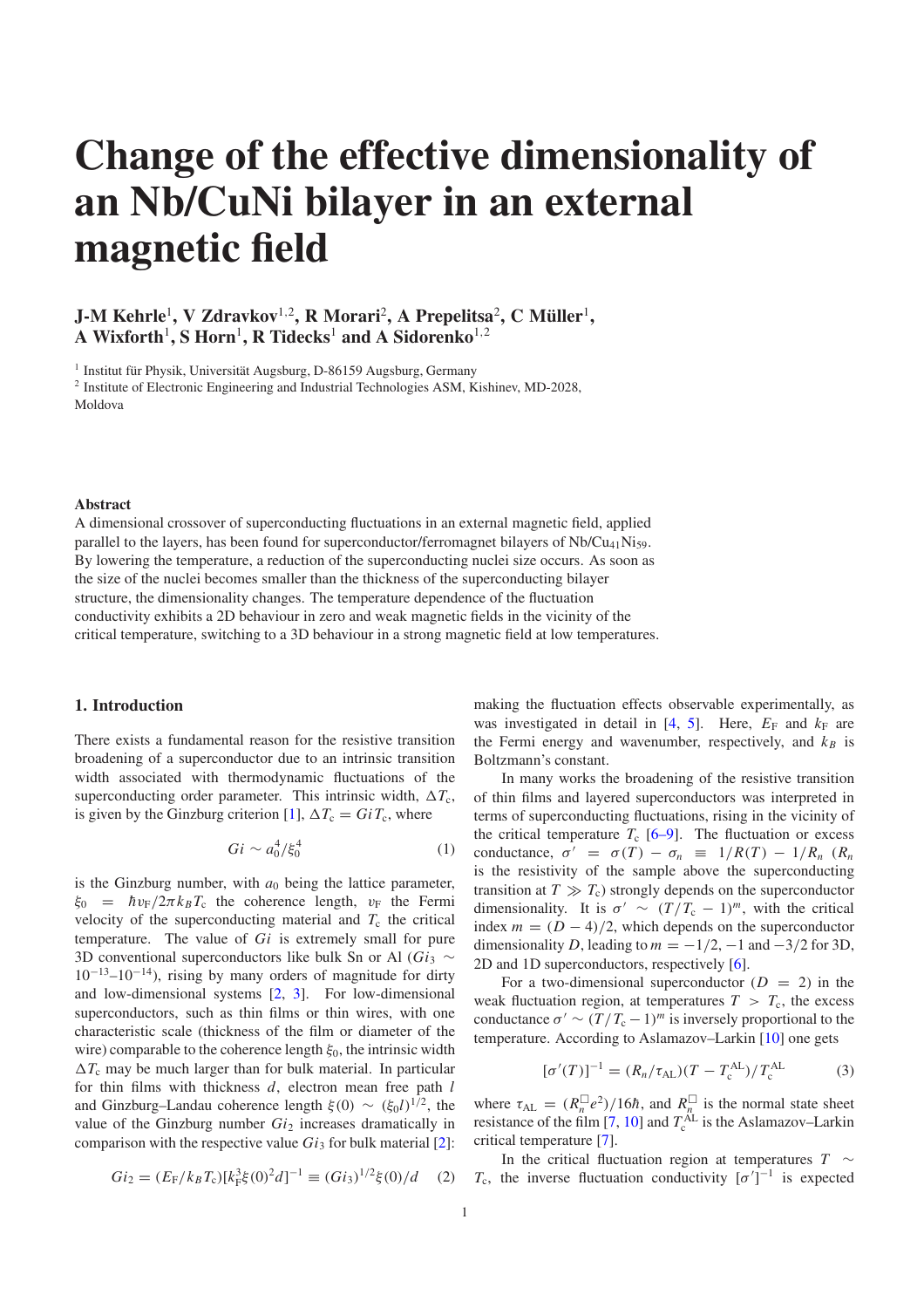# Change of the effective dimensionality of an Nb/CuNi bilayer in an external magnetic field

**J-M Kehrle[1], V Zdravkov[1,2], R Morari[2], A Prepelitsa[2], C Müller[1], A Wixforth[1], S Horn[1], R Tidecks[1] and A Sidorenko[1,2]**

[1] Institut für Physik, Universität Augsburg, D-86159 Augsburg, Germany

[2] Institute of Electronic Engineering and Industrial Technologies ASM, Kishinev, MD-2028, Moldova

### Abstract

A dimensional crossover of superconducting fluctuations in an external magnetic field, applied parallel to the layers, has been found for superconductor/ferromagnet bilayers of Nb/$Cu_{41}Ni_{59}$. By lowering the temperature, a reduction of the superconducting nuclei size occurs. As soon as the size of the nuclei becomes smaller than the thickness of the superconducting bilayer structure, the dimensionality changes. The temperature dependence of the fluctuation conductivity exhibits a 2D behaviour in zero and weak magnetic fields in the vicinity of the critical temperature, switching to a 3D behaviour in a strong magnetic field at low temperatures.

## 1. Introduction

There exists a fundamental reason for the resistive transition broadening of a superconductor due to an intrinsic transition width associated with thermodynamic fluctuations of the superconducting order parameter. This intrinsic width, $\Delta T_c$, is given by the Ginzburg criterion [1], $\Delta T_c = Gi\, T_c$, where

$$Gi \sim a_0^4/\xi_0^4 \tag{1}$$

is the Ginzburg number, with $a_0$ being the lattice parameter, $\xi_0 = \hbar v_F / 2\pi k_B T_c$ the coherence length, $v_F$ the Fermi velocity of the superconducting material and $T_c$ the critical temperature. The value of $Gi$ is extremely small for pure 3D conventional superconductors like bulk Sn or Al ($Gi_3 \sim 10^{-13}$–$10^{-14}$), rising by many orders of magnitude for dirty and low-dimensional systems [2, 3]. For low-dimensional superconductors, such as thin films or thin wires, with one characteristic scale (thickness of the film or diameter of the wire) comparable to the coherence length $\xi_0$, the intrinsic width $\Delta T_c$ may be much larger than for bulk material. In particular for thin films with thickness $d$, electron mean free path $l$ and Ginzburg–Landau coherence length $\xi(0) \sim (\xi_0 l)^{1/2}$, the value of the Ginzburg number $Gi_2$ increases dramatically in comparison with the respective value $Gi_3$ for bulk material [2]:

$$Gi_2 = (E_F/k_B T_c)[k_F^3 \xi(0)^2 d]^{-1} \equiv (Gi_3)^{1/2}\xi(0)/d \tag{2}$$

making the fluctuation effects observable experimentally, as was investigated in detail in [4, 5]. Here, $E_F$ and $k_F$ are the Fermi energy and wavenumber, respectively, and $k_B$ is Boltzmann's constant.

In many works the broadening of the resistive transition of thin films and layered superconductors was interpreted in terms of superconducting fluctuations, rising in the vicinity of the critical temperature $T_c$ [6–9]. The fluctuation or excess conductance, $\sigma' = \sigma(T) - \sigma_n \equiv 1/R(T) - 1/R_n$ ($R_n$ is the resistivity of the sample above the superconducting transition at $T \gg T_c$) strongly depends on the superconductor dimensionality. It is $\sigma' \sim (T/T_c - 1)^m$, with the critical index $m = (D-4)/2$, which depends on the superconductor dimensionality $D$, leading to $m = -1/2$, $-1$ and $-3/2$ for 3D, 2D and 1D superconductors, respectively [6].

For a two-dimensional superconductor ($D = 2$) in the weak fluctuation region, at temperatures $T > T_c$, the excess conductance $\sigma' \sim (T/T_c - 1)^m$ is inversely proportional to the temperature. According to Aslamazov–Larkin [10] one gets

$$[\sigma'(T)]^{-1} = (R_n/\tau_{AL})(T - T_c^{AL})/T_c^{AL} \tag{3}$$

where $\tau_{AL} = (R_n^{\square} e^2)/16\hbar$, and $R_n^{\square}$ is the normal state sheet resistance of the film [7, 10] and $T_c^{AL}$ is the Aslamazov–Larkin critical temperature [7].

In the critical fluctuation region at temperatures $T \sim T_c$, the inverse fluctuation conductivity $[\sigma']^{-1}$ is expected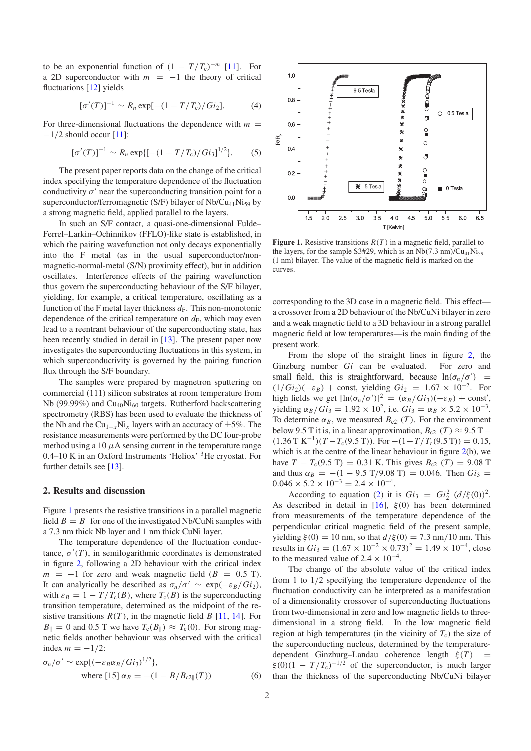to be an exponential function of $(1 - T/T_c)^{-m}$ [11]. For a 2D superconductor with $m = -1$ the theory of critical fluctuations [12] yields

$$[\sigma'(T)]^{-1} \sim R_n \exp[-(1 - T/T_c)/Gi_2]. \qquad (4)$$

For three-dimensional fluctuations the dependence with $m = -1/2$ should occur [11]:

$$[\sigma'(T)]^{-1} \sim R_n \exp\{[-(1 - T/T_c)/Gi_3]^{1/2}\}. \qquad (5)$$

The present paper reports data on the change of the critical index specifying the temperature dependence of the fluctuation conductivity $\sigma'$ near the superconducting transition point for a superconductor/ferromagnetic (S/F) bilayer of $Nb/Cu_{41}Ni_{59}$ by a strong magnetic field, applied parallel to the layers.

In such an S/F contact, a quasi-one-dimensional Fulde–Ferrel–Larkin–Ochinnikov (FFLO)-like state is established, in which the pairing wavefunction not only decays exponentially into the F metal (as in the usual superconductor/non-magnetic-normal-metal (S/N) proximity effect), but in addition oscillates. Interference effects of the pairing wavefunction thus govern the superconducting behaviour of the S/F bilayer, yielding, for example, a critical temperature, oscillating as a function of the F metal layer thickness $d_F$. This non-monotonic dependence of the critical temperature on $d_F$, which may even lead to a reentrant behaviour of the superconducting state, has been recently studied in detail in [13]. The present paper now investigates the superconducting fluctuations in this system, in which superconductivity is governed by the pairing function flux through the S/F boundary.

The samples were prepared by magnetron sputtering on commercial (111) silicon substrates at room temperature from Nb (99.99%) and $Cu_{40}Ni_{60}$ targets. Rutherford backscattering spectrometry (RBS) has been used to evaluate the thickness of the Nb and the $Cu_{1-x}Ni_x$ layers with an accuracy of $\pm 5\%$. The resistance measurements were performed by the DC four-probe method using a 10 $\mu$A sensing current in the temperature range 0.4–10 K in an Oxford Instruments 'Heliox' $^3$He cryostat. For further details see [13].

## 2. Results and discussion

Figure 1 presents the resistive transitions in a parallel magnetic field $B = B_\parallel$ for one of the investigated Nb/CuNi samples with a 7.3 nm thick Nb layer and 1 nm thick CuNi layer.

The temperature dependence of the fluctuation conductance, $\sigma'(T)$, in semilogarithmic coordinates is demonstrated in figure 2, following a 2D behaviour with the critical index $m = -1$ for zero and weak magnetic field ($B = 0.5$ T). It can analytically be described as $\sigma_n/\sigma' \sim \exp(-\varepsilon_B/Gi_2)$, with $\varepsilon_B = 1 - T/T_c(B)$, where $T_c(B)$ is the superconducting transition temperature, determined as the midpoint of the resistive transitions $R(T)$, in the magnetic field $B$ [11, 14]. For $B_\parallel = 0$ and 0.5 T we have $T_c(B_\parallel) \approx T_c(0)$. For strong magnetic fields another behaviour was observed with the critical index $m = -1/2$:

$$\sigma_n/\sigma' \sim \exp\{(-\varepsilon_B\alpha_B/Gi_3)^{1/2}\},$$
$$\text{where [15] } \alpha_B = -(1 - B/B_{c2\parallel}(T)) \qquad (6)$$

1.0
0.8
0.6
0.4
0.2
0.0
R/R$_n$
1.5 2.0 2.5 3.0 3.5 4.0 4.5 5.0 5.5 6.0 6.5
T [Kelvin]
+ 9.5 Tesla
○ 0.5 Tesla
✱ 5 Tesla
■ 0 Tesla

**Figure 1.** Resistive transitions $R(T)$ in a magnetic field, parallel to the layers, for the sample S3#29, which is an Nb(7.3 nm)/$Cu_{41}Ni_{59}$ (1 nm) bilayer. The value of the magnetic field is marked on the curves.

corresponding to the 3D case in a magnetic field. This effect—a crossover from a 2D behaviour of the Nb/CuNi bilayer in zero and a weak magnetic field to a 3D behaviour in a strong parallel magnetic field at low temperatures—is the main finding of the present work.

From the slope of the straight lines in figure 2, the Ginzburg number $Gi$ can be evaluated. For zero and small field, this is straightforward, because $\ln(\sigma_n/\sigma') = (1/Gi_2)(-\varepsilon_B) + \text{const}$, yielding $Gi_2 = 1.67 \times 10^{-2}$. For high fields we get $[\ln(\sigma_n/\sigma')]^2 = (\alpha_B/Gi_3)(-\varepsilon_B) + \text{const}'$, yielding $\alpha_B/Gi_3 = 1.92 \times 10^2$, i.e. $Gi_3 = \alpha_B \times 5.2 \times 10^{-3}$. To determine $\alpha_B$, we measured $B_{c2\parallel}(T)$. For the environment below 9.5 T it is, in a linear approximation, $B_{c2\parallel}(T) \approx 9.5\ \text{T} - (1.36\ \text{T K}^{-1})(T - T_c(9.5\ \text{T}))$. For $-(1 - T/T_c(9.5\ \text{T})) = 0.15$, which is at the centre of the linear behaviour in figure 2(b), we have $T - T_c(9.5\ \text{T}) = 0.31$ K. This gives $B_{c2\parallel}(T) = 9.08$ T and thus $\alpha_B = -(1 - 9.5\ \text{T}/9.08\ \text{T}) = 0.046$. Then $Gi_3 = 0.046 \times 5.2 \times 10^{-3} = 2.4 \times 10^{-4}$.

According to equation (2) it is $Gi_3 = Gi_2^2\ (d/\xi(0))^2$. As described in detail in [16], $\xi(0)$ has been determined from measurements of the temperature dependence of the perpendicular critical magnetic field of the present sample, yielding $\xi(0) = 10$ nm, so that $d/\xi(0) = 7.3\ \text{nm}/10$ nm. This results in $Gi_3 = (1.67 \times 10^{-2} \times 0.73)^2 = 1.49 \times 10^{-4}$, close to the measured value of $2.4 \times 10^{-4}$.

The change of the absolute value of the critical index from 1 to 1/2 specifying the temperature dependence of the fluctuation conductivity can be interpreted as a manifestation of a dimensionality crossover of superconducting fluctuations from two-dimensional in zero and low magnetic fields to three-dimensional in a strong field. In the low magnetic field region at high temperatures (in the vicinity of $T_c$) the size of the superconducting nucleus, determined by the temperature-dependent Ginzburg–Landau coherence length $\xi(T) = \xi(0)(1 - T/T_c)^{-1/2}$ of the superconductor, is much larger than the thickness of the superconducting Nb/CuNi bilayer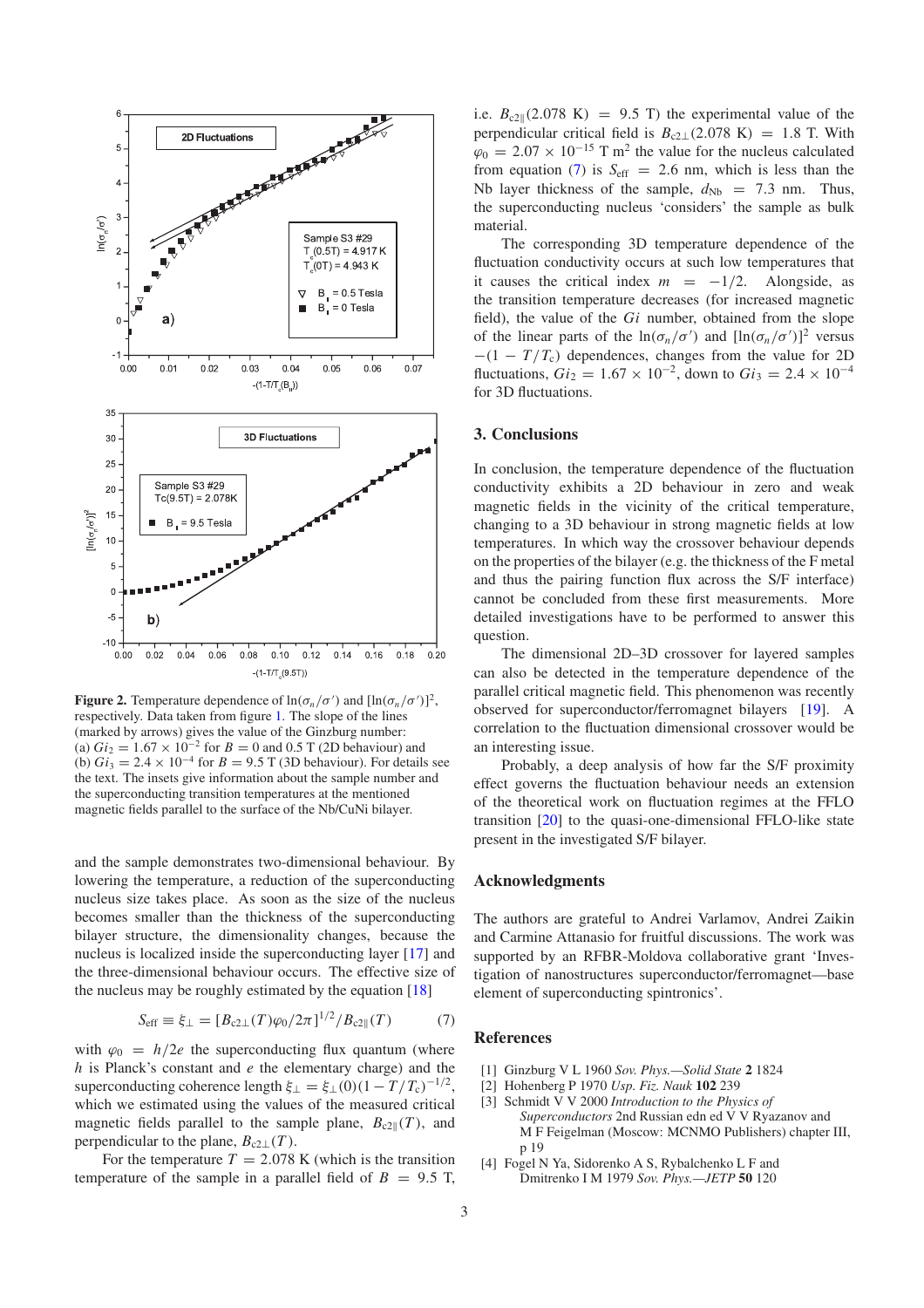2D Fluctuations

Sample S3 #29
$T_c(0.5T) = 4.917$ K
$T_c(0T) = 4.943$ K

▽ $B_\parallel = 0.5$ Tesla
■ $B_\parallel = 0$ Tesla

a)

$\ln(\sigma_n/\sigma')$

$-(1-T/T_c(B_\parallel))$

3D Fluctuations

Sample S3 #29
Tc(9.5T) = 2.078K

■ $B_\parallel = 9.5$ Tesla

b)

$[\ln(\sigma_n/\sigma')]^2$

$-(1-T/T_c(9.5T))$

**Figure 2.** Temperature dependence of $\ln(\sigma_n/\sigma')$ and $[\ln(\sigma_n/\sigma')]^2$, respectively. Data taken from figure 1. The slope of the lines (marked by arrows) gives the value of the Ginzburg number: (a) $Gi_2 = 1.67 \times 10^{-2}$ for $B = 0$ and 0.5 T (2D behaviour) and (b) $Gi_3 = 2.4 \times 10^{-4}$ for $B = 9.5$ T (3D behaviour). For details see the text. The insets give information about the sample number and the superconducting transition temperatures at the mentioned magnetic fields parallel to the surface of the Nb/CuNi bilayer.

and the sample demonstrates two-dimensional behaviour. By lowering the temperature, a reduction of the superconducting nucleus size takes place. As soon as the size of the nucleus becomes smaller than the thickness of the superconducting bilayer structure, the dimensionality changes, because the nucleus is localized inside the superconducting layer [17] and the three-dimensional behaviour occurs. The effective size of the nucleus may be roughly estimated by the equation [18]

$$S_{\text{eff}} \equiv \xi_\perp = [B_{c2\perp}(T)\varphi_0/2\pi]^{1/2}/B_{c2\parallel}(T) \qquad (7)$$

with $\varphi_0 = h/2e$ the superconducting flux quantum (where $h$ is Planck's constant and $e$ the elementary charge) and the superconducting coherence length $\xi_\perp = \xi_\perp(0)(1 - T/T_c)^{-1/2}$, which we estimated using the values of the measured critical magnetic fields parallel to the sample plane, $B_{c2\parallel}(T)$, and perpendicular to the plane, $B_{c2\perp}(T)$.

For the temperature $T = 2.078$ K (which is the transition temperature of the sample in a parallel field of $B = 9.5$ T, i.e. $B_{c2\parallel}(2.078\text{ K}) = 9.5$ T) the experimental value of the perpendicular critical field is $B_{c2\perp}(2.078\text{ K}) = 1.8$ T. With $\varphi_0 = 2.07 \times 10^{-15}$ T m$^2$ the value for the nucleus calculated from equation (7) is $S_{\text{eff}} = 2.6$ nm, which is less than the Nb layer thickness of the sample, $d_{\text{Nb}} = 7.3$ nm. Thus, the superconducting nucleus 'considers' the sample as bulk material.

The corresponding 3D temperature dependence of the fluctuation conductivity occurs at such low temperatures that it causes the critical index $m = -1/2$. Alongside, as the transition temperature decreases (for increased magnetic field), the value of the $Gi$ number, obtained from the slope of the linear parts of the $\ln(\sigma_n/\sigma')$ and $[\ln(\sigma_n/\sigma')]^2$ versus $-(1 - T/T_c)$ dependences, changes from the value for 2D fluctuations, $Gi_2 = 1.67 \times 10^{-2}$, down to $Gi_3 = 2.4 \times 10^{-4}$ for 3D fluctuations.

## 3. Conclusions

In conclusion, the temperature dependence of the fluctuation conductivity exhibits a 2D behaviour in zero and weak magnetic fields in the vicinity of the critical temperature, changing to a 3D behaviour in strong magnetic fields at low temperatures. In which way the crossover behaviour depends on the properties of the bilayer (e.g. the thickness of the F metal and thus the pairing function flux across the S/F interface) cannot be concluded from these first measurements. More detailed investigations have to be performed to answer this question.

The dimensional 2D–3D crossover for layered samples can also be detected in the temperature dependence of the parallel critical magnetic field. This phenomenon was recently observed for superconductor/ferromagnet bilayers [19]. A correlation to the fluctuation dimensional crossover would be an interesting issue.

Probably, a deep analysis of how far the S/F proximity effect governs the fluctuation behaviour needs an extension of the theoretical work on fluctuation regimes at the FFLO transition [20] to the quasi-one-dimensional FFLO-like state present in the investigated S/F bilayer.

## Acknowledgments

The authors are grateful to Andrei Varlamov, Andrei Zaikin and Carmine Attanasio for fruitful discussions. The work was supported by an RFBR-Moldova collaborative grant 'Investigation of nanostructures superconductor/ferromagnet—base element of superconducting spintronics'.

## References

[1] Ginzburg V L 1960 *Sov. Phys.—Solid State* **2** 1824
[2] Hohenberg P 1970 *Usp. Fiz. Nauk* **102** 239
[3] Schmidt V V 2000 *Introduction to the Physics of Superconductors* 2nd Russian edn ed V V Ryazanov and M F Feigelman (Moscow: MCNMO Publishers) chapter III, p 19
[4] Fogel N Ya, Sidorenko A S, Rybalchenko L F and Dmitrenko I M 1979 *Sov. Phys.—JETP* **50** 120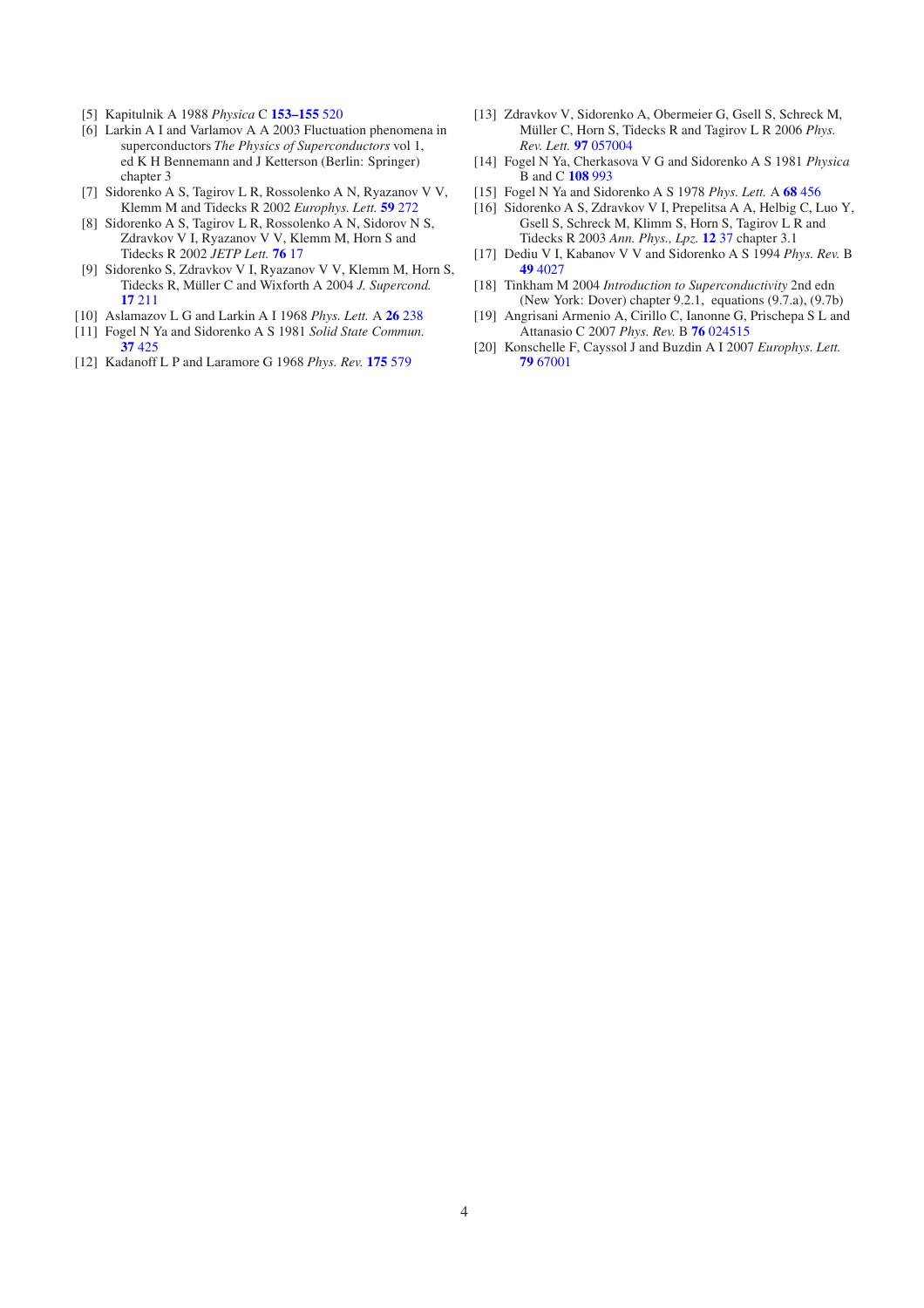[5] Kapitulnik A 1988 *Physica* C **153–155** 520

[6] Larkin A I and Varlamov A A 2003 Fluctuation phenomena in superconductors *The Physics of Superconductors* vol 1, ed K H Bennemann and J Ketterson (Berlin: Springer) chapter 3

[7] Sidorenko A S, Tagirov L R, Rossolenko A N, Ryazanov V V, Klemm M and Tidecks R 2002 *Europhys. Lett.* **59** 272

[8] Sidorenko A S, Tagirov L R, Rossolenko A N, Sidorov N S, Zdravkov V I, Ryazanov V V, Klemm M, Horn S and Tidecks R 2002 *JETP Lett.* **76** 17

[9] Sidorenko S, Zdravkov V I, Ryazanov V V, Klemm M, Horn S, Tidecks R, Müller C and Wixforth A 2004 *J. Supercond.* **17** 211

[10] Aslamazov L G and Larkin A I 1968 *Phys. Lett.* A **26** 238

[11] Fogel N Ya and Sidorenko A S 1981 *Solid State Commun.* **37** 425

[12] Kadanoff L P and Laramore G 1968 *Phys. Rev.* **175** 579

[13] Zdravkov V, Sidorenko A, Obermeier G, Gsell S, Schreck M, Müller C, Horn S, Tidecks R and Tagirov L R 2006 *Phys. Rev. Lett.* **97** 057004

[14] Fogel N Ya, Cherkasova V G and Sidorenko A S 1981 *Physica* B and C **108** 993

[15] Fogel N Ya and Sidorenko A S 1978 *Phys. Lett.* A **68** 456

[16] Sidorenko A S, Zdravkov V I, Prepelitsa A A, Helbig C, Luo Y, Gsell S, Schreck M, Klimm S, Horn S, Tagirov L R and Tidecks R 2003 *Ann. Phys., Lpz.* **12** 37 chapter 3.1

[17] Dediu V I, Kabanov V V and Sidorenko A S 1994 *Phys. Rev.* B **49** 4027

[18] Tinkham M 2004 *Introduction to Superconductivity* 2nd edn (New York: Dover) chapter 9.2.1, equations (9.7.a), (9.7b)

[19] Angrisani Armenio A, Cirillo C, Ianonne G, Prischepa S L and Attanasio C 2007 *Phys. Rev.* B **76** 024515

[20] Konschelle F, Cayssol J and Buzdin A I 2007 *Europhys. Lett.* **79** 67001